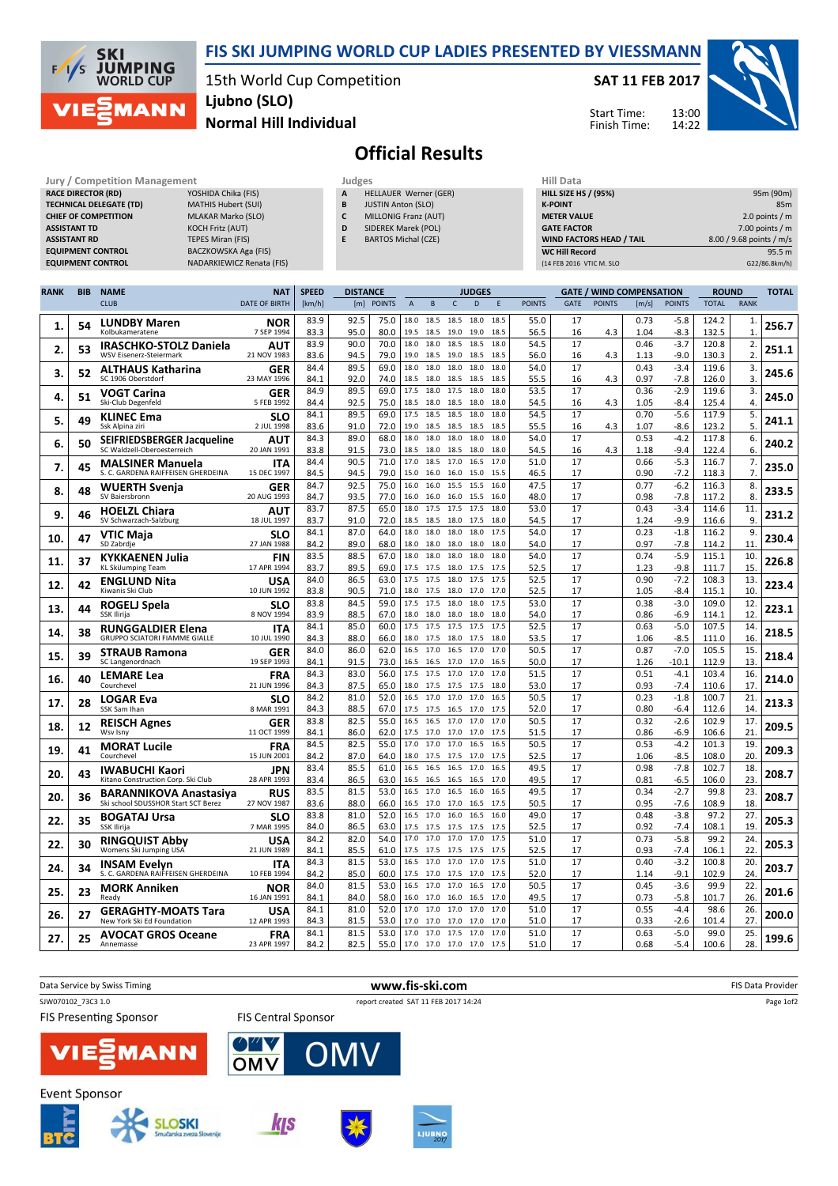# FIS SKI JUMPING WORLD CUP LADIES PRESENTED BY VIESSMANN

**15th World Cup Competition**
**Ljubno (SLO)**
**Normal Hill Individual**

**SAT 11 FEB 2017**

Start Time: 13:00
Finish Time: 14:22

## Official Results

| Jury / Competition Management | |
|---|---|
| RACE DIRECTOR (RD) | YOSHIDA Chika (FIS) |
| TECHNICAL DELEGATE (TD) | MATHIS Hubert (SUI) |
| CHIEF OF COMPETITION | MLAKAR Marko (SLO) |
| ASSISTANT TD | KOCH Fritz (AUT) |
| ASSISTANT RD | TEPES Miran (FIS) |
| EQUIPMENT CONTROL | BACZKOWSKA Aga (FIS) |
| EQUIPMENT CONTROL | NADARKIEWICZ Renata (FIS) |

| Judges | |
|---|---|
| A | HELLAUER Werner (GER) |
| B | JUSTIN Anton (SLO) |
| C | MILLONIG Franz (AUT) |
| D | SIDEREK Marek (POL) |
| E | BARTOS Michal (CZE) |

| Hill Data | |
|---|---|
| HILL SIZE HS / (95%) | 95m (90m) |
| K-POINT | 85m |
| METER VALUE | 2.0 points / m |
| GATE FACTOR | 7.00 points / m |
| WIND FACTORS HEAD / TAIL | 8.00 / 9.68 points / m/s |
| WC Hill Record | 95.5 m |
| (14 FEB 2016 VTIC M. SLO | G22/86.8km/h) |

| RANK | BIB | NAME / CLUB | NAT / DATE OF BIRTH | SPEED [km/h] | DISTANCE [m] | DISTANCE POINTS | A | B | C | D | E | JUDGES POINTS | GATE | GATE POINTS | WIND [m/s] | WIND POINTS | ROUND TOTAL | ROUND RANK | TOTAL |
|---|---|---|---|---|---|---|---|---|---|---|---|---|---|---|---|---|---|---|---|
| 1. | 54 | LUNDBY Maren | NOR | 83.9 | 92.5 | 75.0 | 18.0 | 18.5 | 18.5 | 18.0 | 18.5 | 55.0 | 17 | | 0.73 | -5.8 | 124.2 | 1. | 256.7 |
| | | Kolbukameratene | 7 SEP 1994 | 83.3 | 95.0 | 80.0 | 19.5 | 18.5 | 19.0 | 19.0 | 18.5 | 56.5 | 16 | 4.3 | 1.04 | -8.3 | 132.5 | 1. | |
| 2. | 53 | IRASCHKO-STOLZ Daniela | AUT | 83.9 | 90.0 | 70.0 | 18.0 | 18.0 | 18.5 | 18.5 | 18.0 | 54.5 | 17 | | 0.46 | -3.7 | 120.8 | 2. | 251.1 |
| | | WSV Eisenerz-Steiermark | 21 NOV 1983 | 83.6 | 94.5 | 79.0 | 19.0 | 18.5 | 19.0 | 18.5 | 18.5 | 56.0 | 16 | 4.3 | 1.13 | -9.0 | 130.3 | 2. | |
| 3. | 52 | ALTHAUS Katharina | GER | 84.4 | 89.5 | 69.0 | 18.0 | 18.0 | 18.0 | 18.0 | 18.0 | 54.0 | 17 | | 0.43 | -3.4 | 119.6 | 3. | 245.6 |
| | | SC 1906 Oberstdorf | 23 MAY 1996 | 84.1 | 92.0 | 74.0 | 18.5 | 18.0 | 18.5 | 18.5 | 18.5 | 55.5 | 16 | 4.3 | 0.97 | -7.8 | 126.0 | 3. | |
| 4. | 51 | VOGT Carina | GER | 84.9 | 89.5 | 69.0 | 17.5 | 18.0 | 17.5 | 18.0 | 18.0 | 53.5 | 17 | | 0.36 | -2.9 | 119.6 | 3. | 245.0 |
| | | Ski-Club Degenfeld | 5 FEB 1992 | 84.4 | 92.5 | 75.0 | 18.5 | 18.0 | 18.0 | 18.5 | 18.0 | 54.5 | 16 | 4.3 | 1.05 | -8.4 | 125.4 | 4. | |
| 5. | 49 | KLINEC Ema | SLO | 84.1 | 89.5 | 69.0 | 17.5 | 18.5 | 18.5 | 18.0 | 18.0 | 54.5 | 17 | | 0.70 | -5.6 | 117.9 | 5. | 241.1 |
| | | Ssk Alpina ziri | 2 JUL 1998 | 83.6 | 91.0 | 72.0 | 19.0 | 18.5 | 18.5 | 18.5 | 18.5 | 55.5 | 16 | 4.3 | 1.07 | -8.6 | 123.2 | 5. | |
| 6. | 50 | SEIFRIEDSBERGER Jacqueline | AUT | 84.3 | 89.0 | 68.0 | 18.0 | 18.0 | 18.0 | 18.0 | 18.0 | 54.0 | 17 | | 0.53 | -4.2 | 117.8 | 6. | 240.2 |
| | | SC Waldzell-Oberoesterreich | 20 JAN 1991 | 83.8 | 91.5 | 73.0 | 18.5 | 18.0 | 18.0 | 18.5 | 18.0 | 54.5 | 16 | 4.3 | 1.18 | -9.4 | 122.4 | 6. | |
| 7. | 45 | MALSINER Manuela | ITA | 84.4 | 90.5 | 71.0 | 17.0 | 18.5 | 17.0 | 16.5 | 17.0 | 51.0 | 17 | | 0.66 | -5.3 | 116.7 | 7. | 235.0 |
| | | S. C. GARDENA RAIFFEISEN GHERDEINA | 15 DEC 1997 | 84.5 | 94.5 | 79.0 | 15.0 | 16.0 | 16.0 | 15.0 | 15.5 | 46.5 | 17 | | 0.90 | -7.2 | 118.3 | 7. | |
| 8. | 48 | WUERTH Svenja | GER | 84.7 | 92.5 | 75.0 | 16.0 | 16.0 | 15.5 | 15.5 | 16.0 | 47.5 | 17 | | 0.77 | -6.2 | 116.3 | 8. | 233.5 |
| | | SV Baiersbronn | 20 AUG 1993 | 84.7 | 93.5 | 77.0 | 16.0 | 16.0 | 16.0 | 15.5 | 16.0 | 48.0 | 17 | | 0.98 | -7.8 | 117.2 | 8. | |
| 9. | 46 | HOELZL Chiara | AUT | 83.7 | 87.5 | 65.0 | 18.0 | 17.5 | 17.5 | 17.5 | 18.0 | 53.0 | 17 | | 0.43 | -3.4 | 114.6 | 11. | 231.2 |
| | | SV Schwarzach-Salzburg | 18 JUL 1997 | 83.7 | 91.0 | 72.0 | 18.5 | 18.5 | 18.0 | 17.5 | 18.0 | 54.5 | 17 | | 1.24 | -9.9 | 116.6 | 9. | |
| 10. | 47 | VTIC Maja | SLO | 84.1 | 87.0 | 64.0 | 18.0 | 18.0 | 18.0 | 18.0 | 17.5 | 54.0 | 17 | | 0.23 | -1.8 | 116.2 | 9. | 230.4 |
| | | SD Zabrdje | 27 JAN 1988 | 84.2 | 89.0 | 68.0 | 18.0 | 18.0 | 18.0 | 18.0 | 18.0 | 54.0 | 17 | | 0.97 | -7.8 | 114.2 | 11. | |
| 11. | 37 | KYKKAENEN Julia | FIN | 83.5 | 88.5 | 67.0 | 18.0 | 18.0 | 18.0 | 18.0 | 18.0 | 54.0 | 17 | | 0.74 | -5.9 | 115.1 | 10. | 226.8 |
| | | KL SkiJumping Team | 17 APR 1994 | 83.7 | 89.5 | 69.0 | 17.5 | 17.5 | 18.0 | 17.5 | 17.5 | 52.5 | 17 | | 1.23 | -9.8 | 111.7 | 15. | |
| 12. | 42 | ENGLUND Nita | USA | 84.0 | 86.5 | 63.0 | 17.5 | 17.5 | 18.0 | 17.5 | 17.5 | 52.5 | 17 | | 0.90 | -7.2 | 108.3 | 13. | 223.4 |
| | | Kiwanis Ski Club | 10 JUN 1992 | 83.8 | 90.5 | 71.0 | 18.0 | 17.5 | 18.0 | 17.0 | 17.0 | 52.5 | 17 | | 1.05 | -8.4 | 115.1 | 10. | |
| 13. | 44 | ROGELJ Spela | SLO | 83.8 | 84.5 | 59.0 | 17.5 | 17.5 | 18.0 | 18.0 | 17.5 | 53.0 | 17 | | 0.38 | -3.0 | 109.0 | 12. | 223.1 |
| | | SSK Ilirija | 8 NOV 1994 | 83.9 | 88.5 | 67.0 | 18.0 | 18.0 | 18.0 | 18.0 | 18.0 | 54.0 | 17 | | 0.86 | -6.9 | 114.1 | 12. | |
| 14. | 38 | RUNGGALDIER Elena | ITA | 84.1 | 85.0 | 60.0 | 17.5 | 17.5 | 17.5 | 17.5 | 17.5 | 52.5 | 17 | | 0.63 | -5.0 | 107.5 | 14. | 218.5 |
| | | GRUPPO SCIATORI FIAMME GIALLE | 10 JUL 1990 | 84.3 | 88.0 | 66.0 | 18.0 | 17.5 | 18.0 | 17.5 | 18.0 | 53.5 | 17 | | 1.06 | -8.5 | 111.0 | 16. | |
| 15. | 39 | STRAUB Ramona | GER | 84.0 | 86.0 | 62.0 | 16.5 | 17.0 | 16.5 | 17.0 | 17.0 | 50.5 | 17 | | 0.87 | -7.0 | 105.5 | 15. | 218.4 |
| | | SC Langenordnach | 19 SEP 1993 | 84.1 | 91.5 | 73.0 | 16.5 | 16.5 | 17.0 | 17.0 | 16.5 | 50.0 | 17 | | 1.26 | -10.1 | 112.9 | 13. | |
| 16. | 40 | LEMARE Lea | FRA | 84.3 | 83.0 | 56.0 | 17.5 | 17.5 | 17.0 | 17.0 | 17.0 | 51.5 | 17 | | 0.51 | -4.1 | 103.4 | 16. | 214.0 |
| | | Courchevel | 21 JUN 1996 | 84.3 | 87.5 | 65.0 | 18.0 | 17.5 | 17.5 | 17.5 | 18.0 | 53.0 | 17 | | 0.93 | -7.4 | 110.6 | 17. | |
| 17. | 28 | LOGAR Eva | SLO | 84.2 | 81.0 | 52.0 | 16.5 | 17.0 | 17.0 | 17.0 | 16.5 | 50.5 | 17 | | 0.23 | -1.8 | 100.7 | 21. | 213.3 |
| | | SSK Sam Ihan | 8 MAR 1991 | 84.3 | 88.5 | 67.0 | 17.5 | 17.5 | 16.5 | 17.0 | 17.5 | 52.0 | 17 | | 0.80 | -6.4 | 112.6 | 14. | |
| 18. | 12 | REISCH Agnes | GER | 83.8 | 82.5 | 55.0 | 16.5 | 16.5 | 17.0 | 17.0 | 17.0 | 50.5 | 17 | | 0.32 | -2.6 | 102.9 | 17. | 209.5 |
| | | Wsv Isny | 11 OCT 1999 | 84.1 | 86.0 | 62.0 | 17.5 | 17.0 | 17.0 | 17.0 | 17.5 | 51.5 | 17 | | 0.86 | -6.9 | 106.6 | 21. | |
| 19. | 41 | MORAT Lucile | FRA | 84.5 | 82.5 | 55.0 | 17.0 | 17.0 | 17.0 | 16.5 | 16.5 | 50.5 | 17 | | 0.53 | -4.2 | 101.3 | 19. | 209.3 |
| | | Courchevel | 15 JUN 2001 | 84.2 | 87.0 | 64.0 | 18.0 | 17.5 | 17.5 | 17.0 | 17.5 | 52.5 | 17 | | 1.06 | -8.5 | 108.0 | 20. | |
| 20. | 43 | IWABUCHI Kaori | JPN | 83.4 | 85.5 | 61.0 | 16.5 | 16.5 | 16.5 | 17.0 | 16.5 | 49.5 | 17 | | 0.98 | -7.8 | 102.7 | 18. | 208.7 |
| | | Kitano Construction Corp. Ski Club | 28 APR 1993 | 83.4 | 86.5 | 63.0 | 16.5 | 16.5 | 16.5 | 16.5 | 16.5 | 49.5 | 17 | | 0.81 | -6.5 | 106.0 | 23. | |
| 20. | 36 | BARANNIKOVA Anastasiya | RUS | 83.5 | 81.5 | 53.0 | 16.5 | 17.0 | 16.5 | 16.0 | 16.5 | 49.5 | 17 | | 0.34 | -2.7 | 99.8 | 23. | 208.7 |
| | | Ski school SDUSSHOR Start SCT Berez | 27 NOV 1987 | 83.6 | 88.0 | 66.0 | 16.5 | 17.0 | 17.0 | 16.5 | 17.5 | 50.5 | 17 | | 0.95 | -7.6 | 108.9 | 18. | |
| 22. | 35 | BOGATAJ Ursa | SLO | 83.8 | 81.0 | 52.0 | 16.5 | 17.0 | 16.0 | 16.5 | 16.0 | 49.0 | 17 | | 0.48 | -3.8 | 97.2 | 27. | 205.3 |
| | | SSK Ilirija | 7 MAR 1995 | 84.0 | 86.5 | 63.0 | 17.5 | 17.5 | 17.5 | 17.5 | 17.5 | 52.5 | 17 | | 0.92 | -7.4 | 108.1 | 19. | |
| 22. | 30 | RINGQUIST Abby | USA | 84.2 | 82.0 | 54.0 | 17.0 | 17.0 | 17.0 | 17.0 | 17.5 | 51.0 | 17 | | 0.73 | -5.8 | 99.2 | 24. | 205.3 |
| | | Womens Ski Jumping USA | 21 JUN 1989 | 84.1 | 85.5 | 61.0 | 17.5 | 17.5 | 17.5 | 17.5 | 17.5 | 52.5 | 17 | | 0.93 | -7.4 | 106.1 | 22. | |
| 24. | 34 | INSAM Evelyn | ITA | 84.3 | 81.5 | 53.0 | 16.5 | 17.0 | 17.0 | 17.0 | 17.5 | 51.0 | 17 | | 0.40 | -3.2 | 100.8 | 20. | 203.7 |
| | | S. C. GARDENA RAIFFEISEN GHERDEINA | 10 FEB 1994 | 84.2 | 85.0 | 60.0 | 17.5 | 17.0 | 17.5 | 17.0 | 17.5 | 52.0 | 17 | | 1.14 | -9.1 | 102.9 | 24. | |
| 25. | 23 | MORK Anniken | NOR | 84.0 | 81.5 | 53.0 | 16.5 | 17.0 | 17.0 | 16.5 | 17.0 | 50.5 | 17 | | 0.45 | -3.6 | 99.9 | 22. | 201.6 |
| | | Ready | 16 JAN 1991 | 84.1 | 84.0 | 58.0 | 16.0 | 17.0 | 16.0 | 16.5 | 17.0 | 49.5 | 17 | | 0.73 | -5.8 | 101.7 | 26. | |
| 26. | 27 | GERAGHTY-MOATS Tara | USA | 84.1 | 81.0 | 52.0 | 17.0 | 17.0 | 17.0 | 17.0 | 17.0 | 51.0 | 17 | | 0.55 | -4.4 | 98.6 | 26. | 200.0 |
| | | New York Ski Ed Foundation | 12 APR 1993 | 84.3 | 81.5 | 53.0 | 17.0 | 17.0 | 17.0 | 17.0 | 17.0 | 51.0 | 17 | | 0.33 | -2.6 | 101.4 | 27. | |
| 27. | 25 | AVOCAT GROS Oceane | FRA | 84.1 | 81.5 | 53.0 | 17.0 | 17.0 | 17.5 | 17.0 | 17.0 | 51.0 | 17 | | 0.63 | -5.0 | 99.0 | 25. | 199.6 |
| | | Annemasse | 23 APR 1997 | 84.2 | 82.5 | 55.0 | 17.0 | 17.0 | 17.0 | 17.0 | 17.5 | 51.0 | 17 | | 0.68 | -5.4 | 100.6 | 28. | |

Data Service by Swiss Timing — www.fis-ski.com — FIS Data Provider

SJW070102_73C3 1.0 — report created SAT 11 FEB 2017 14:24

FIS Presenting Sponsor — FIS Central Sponsor

Event Sponsor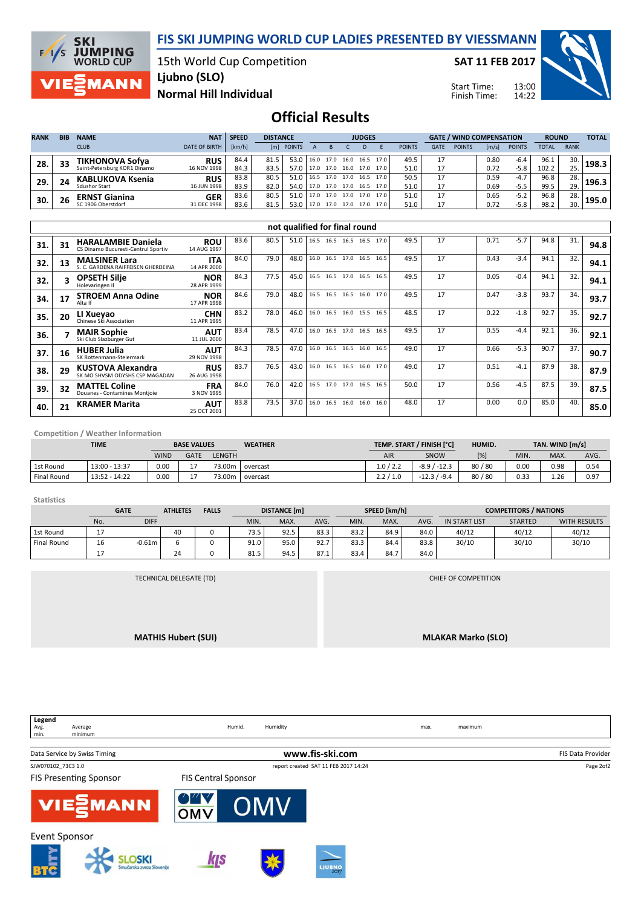# FIS SKI JUMPING WORLD CUP LADIES PRESENTED BY VIESSMANN

15th World Cup Competition
**Ljubno (SLO)**
**Normal Hill Individual**

**SAT 11 FEB 2017**

Start Time: 13:00
Finish Time: 14:22

## Official Results

| RANK | BIB | NAME / CLUB | NAT / DATE OF BIRTH | SPEED [km/h] | DISTANCE [m] | DISTANCE POINTS | A | B | C | D | E | JUDGES POINTS | GATE | GATE POINTS | WIND [m/s] | WIND POINTS | ROUND TOTAL | ROUND RANK | TOTAL |
|---|---|---|---|---|---|---|---|---|---|---|---|---|---|---|---|---|---|---|---|
| 28. | 33 | **TIKHONOVA Sofya** Saint-Petersburg KOR1 Dinamo | **RUS** 16 NOV 1998 | 84.4 | 81.5 | 53.0 | 16.0 | 17.0 | 16.0 | 16.5 | 17.0 | 49.5 | 17 | | 0.80 | -6.4 | 96.1 | 30. | 198.3 |
| | | | | 84.3 | 83.5 | 57.0 | 17.0 | 17.0 | 16.0 | 17.0 | 17.0 | 51.0 | 17 | | 0.72 | -5.8 | 102.2 | 25. | |
| 29. | 24 | **KABLUKOVA Ksenia** Sdushor Start | **RUS** 16 JUN 1998 | 83.8 | 80.5 | 51.0 | 16.5 | 17.0 | 17.0 | 16.5 | 17.0 | 50.5 | 17 | | 0.59 | -4.7 | 96.8 | 28. | 196.3 |
| | | | | 83.9 | 82.0 | 54.0 | 17.0 | 17.0 | 17.0 | 16.5 | 17.0 | 51.0 | 17 | | 0.69 | -5.5 | 99.5 | 29. | |
| 30. | 26 | **ERNST Gianina** SC 1906 Oberstdorf | **GER** 31 DEC 1998 | 83.6 | 80.5 | 51.0 | 17.0 | 17.0 | 17.0 | 17.0 | 17.0 | 51.0 | 17 | | 0.65 | -5.2 | 96.8 | 28. | 195.0 |
| | | | | 83.6 | 81.5 | 53.0 | 17.0 | 17.0 | 17.0 | 17.0 | 17.0 | 51.0 | 17 | | 0.72 | -5.8 | 98.2 | 30. | |

### not qualified for final round

| RANK | BIB | NAME / CLUB | NAT / DATE OF BIRTH | SPEED [km/h] | DISTANCE [m] | DISTANCE POINTS | A | B | C | D | E | JUDGES POINTS | GATE | GATE POINTS | WIND [m/s] | WIND POINTS | ROUND TOTAL | ROUND RANK | TOTAL |
|---|---|---|---|---|---|---|---|---|---|---|---|---|---|---|---|---|---|---|---|
| 31. | 31 | **HARALAMBIE Daniela** CS Dinamo Bucuresti-Centrul Sportiv | **ROU** 14 AUG 1997 | 83.6 | 80.5 | 51.0 | 16.5 | 16.5 | 16.5 | 16.5 | 17.0 | 49.5 | 17 | | 0.71 | -5.7 | 94.8 | 31. | 94.8 |
| 32. | 13 | **MALSINER Lara** S. C. GARDENA RAIFFEISEN GHERDEINA | **ITA** 14 APR 2000 | 84.0 | 79.0 | 48.0 | 16.0 | 16.5 | 17.0 | 16.5 | 16.5 | 49.5 | 17 | | 0.43 | -3.4 | 94.1 | 32. | 94.1 |
| 32. | 3 | **OPSETH Silje** Holevaringen Il | **NOR** 28 APR 1999 | 84.3 | 77.5 | 45.0 | 16.5 | 16.5 | 17.0 | 16.5 | 16.5 | 49.5 | 17 | | 0.05 | -0.4 | 94.1 | 32. | 94.1 |
| 34. | 17 | **STROEM Anna Odine** Alta If | **NOR** 17 APR 1998 | 84.6 | 79.0 | 48.0 | 16.5 | 16.5 | 16.5 | 16.0 | 17.0 | 49.5 | 17 | | 0.47 | -3.8 | 93.7 | 34. | 93.7 |
| 35. | 20 | **LI Xueyao** Chinese Ski Association | **CHN** 11 APR 1995 | 83.2 | 78.0 | 46.0 | 16.0 | 16.5 | 16.0 | 15.5 | 16.5 | 48.5 | 17 | | 0.22 | -1.8 | 92.7 | 35. | 92.7 |
| 36. | 7 | **MAIR Sophie** Ski Club Salzburger Gut | **AUT** 11 JUL 2000 | 83.4 | 78.5 | 47.0 | 16.0 | 16.5 | 17.0 | 16.5 | 16.5 | 49.5 | 17 | | 0.55 | -4.4 | 92.1 | 36. | 92.1 |
| 37. | 16 | **HUBER Julia** SK Rottenmann-Steiermark | **AUT** 29 NOV 1998 | 84.3 | 78.5 | 47.0 | 16.0 | 16.5 | 16.5 | 16.0 | 16.5 | 49.0 | 17 | | 0.66 | -5.3 | 90.7 | 37. | 90.7 |
| 38. | 29 | **KUSTOVA Alexandra** SK MO SHVSM ODYSHS CSP MAGADAN | **RUS** 26 AUG 1998 | 83.7 | 76.5 | 43.0 | 16.0 | 16.5 | 16.5 | 16.0 | 17.0 | 49.0 | 17 | | 0.51 | -4.1 | 87.9 | 38. | 87.9 |
| 39. | 32 | **MATTEL Coline** Douanes - Contamines Montjoie | **FRA** 3 NOV 1995 | 84.0 | 76.0 | 42.0 | 16.5 | 17.0 | 17.0 | 16.5 | 16.5 | 50.0 | 17 | | 0.56 | -4.5 | 87.5 | 39. | 87.5 |
| 40. | 21 | **KRAMER Marita** | **AUT** 25 OCT 2001 | 83.8 | 73.5 | 37.0 | 16.0 | 16.5 | 16.0 | 16.0 | 16.0 | 48.0 | 17 | | 0.00 | 0.0 | 85.0 | 40. | 85.0 |

### Competition / Weather Information

| | TIME | BASE VALUES WIND | BASE VALUES GATE | BASE VALUES LENGTH | WEATHER | TEMP. AIR [°C] | TEMP. SNOW [°C] | HUMID. [%] | TAN. WIND MIN. [m/s] | TAN. WIND MAX. [m/s] | TAN. WIND AVG. [m/s] |
|---|---|---|---|---|---|---|---|---|---|---|---|
| 1st Round | 13:00 - 13:37 | 0.00 | 17 | 73.00m | overcast | 1.0 / 2.2 | -8.9 / -12.3 | 80 / 80 | 0.00 | 0.98 | 0.54 |
| Final Round | 13:52 - 14:22 | 0.00 | 17 | 73.00m | overcast | 2.2 / 1.0 | -12.3 / -9.4 | 80 / 80 | 0.33 | 1.26 | 0.97 |

### Statistics

| | GATE No. | GATE DIFF | ATHLETES | FALLS | DISTANCE MIN. [m] | DISTANCE MAX. [m] | DISTANCE AVG. [m] | SPEED MIN. [km/h] | SPEED MAX. [km/h] | SPEED AVG. [km/h] | IN START LIST | STARTED | WITH RESULTS |
|---|---|---|---|---|---|---|---|---|---|---|---|---|---|
| 1st Round | 17 | | 40 | 0 | 73.5 | 92.5 | 83.3 | 83.2 | 84.9 | 84.0 | 40/12 | 40/12 | 40/12 |
| Final Round | 16 | -0.61m | 6 | 0 | 91.0 | 95.0 | 92.7 | 83.3 | 84.4 | 83.8 | 30/10 | 30/10 | 30/10 |
| | 17 | | 24 | 0 | 81.5 | 94.5 | 87.1 | 83.4 | 84.7 | 84.0 | | | |

TECHNICAL DELEGATE (TD): **MATHIS Hubert (SUI)**

CHIEF OF COMPETITION: **MLAKAR Marko (SLO)**

**Legend**
Avg. Average
min. minimum
Humid. Humidity
max. maximum

Data Service by Swiss Timing — www.fis-ski.com — FIS Data Provider

SJW070102_73C3 1.0 — report created SAT 11 FEB 2017 14:24

FIS Presenting Sponsor: VIESSMANN
FIS Central Sponsor: OMV
Event Sponsor